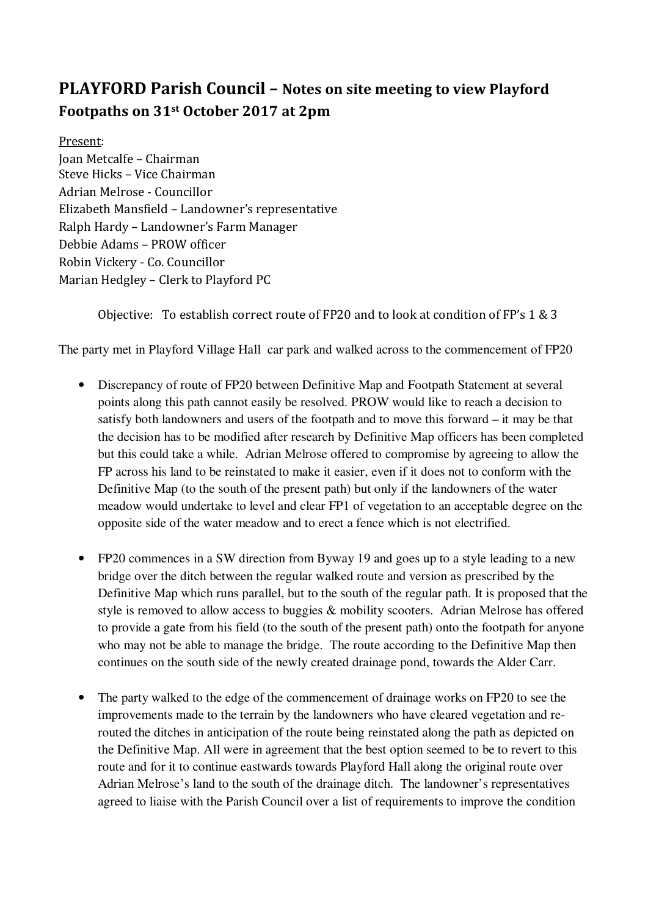# PLAYFORD Parish Council – Notes on site meeting to view Playford Footpaths on 31st October 2017 at 2pm

Present:

Joan Metcalfe – Chairman
Steve Hicks – Vice Chairman
Adrian Melrose - Councillor
Elizabeth Mansfield – Landowner's representative
Ralph Hardy – Landowner's Farm Manager
Debbie Adams – PROW officer
Robin Vickery - Co. Councillor
Marian Hedgley – Clerk to Playford PC

Objective: To establish correct route of FP20 and to look at condition of FP's 1 & 3

The party met in Playford Village Hall car park and walked across to the commencement of FP20

- Discrepancy of route of FP20 between Definitive Map and Footpath Statement at several points along this path cannot easily be resolved. PROW would like to reach a decision to satisfy both landowners and users of the footpath and to move this forward – it may be that the decision has to be modified after research by Definitive Map officers has been completed but this could take a while. Adrian Melrose offered to compromise by agreeing to allow the FP across his land to be reinstated to make it easier, even if it does not to conform with the Definitive Map (to the south of the present path) but only if the landowners of the water meadow would undertake to level and clear FP1 of vegetation to an acceptable degree on the opposite side of the water meadow and to erect a fence which is not electrified.
- FP20 commences in a SW direction from Byway 19 and goes up to a style leading to a new bridge over the ditch between the regular walked route and version as prescribed by the Definitive Map which runs parallel, but to the south of the regular path. It is proposed that the style is removed to allow access to buggies & mobility scooters. Adrian Melrose has offered to provide a gate from his field (to the south of the present path) onto the footpath for anyone who may not be able to manage the bridge. The route according to the Definitive Map then continues on the south side of the newly created drainage pond, towards the Alder Carr.
- The party walked to the edge of the commencement of drainage works on FP20 to see the improvements made to the terrain by the landowners who have cleared vegetation and re-routed the ditches in anticipation of the route being reinstated along the path as depicted on the Definitive Map. All were in agreement that the best option seemed to be to revert to this route and for it to continue eastwards towards Playford Hall along the original route over Adrian Melrose's land to the south of the drainage ditch. The landowner's representatives agreed to liaise with the Parish Council over a list of requirements to improve the condition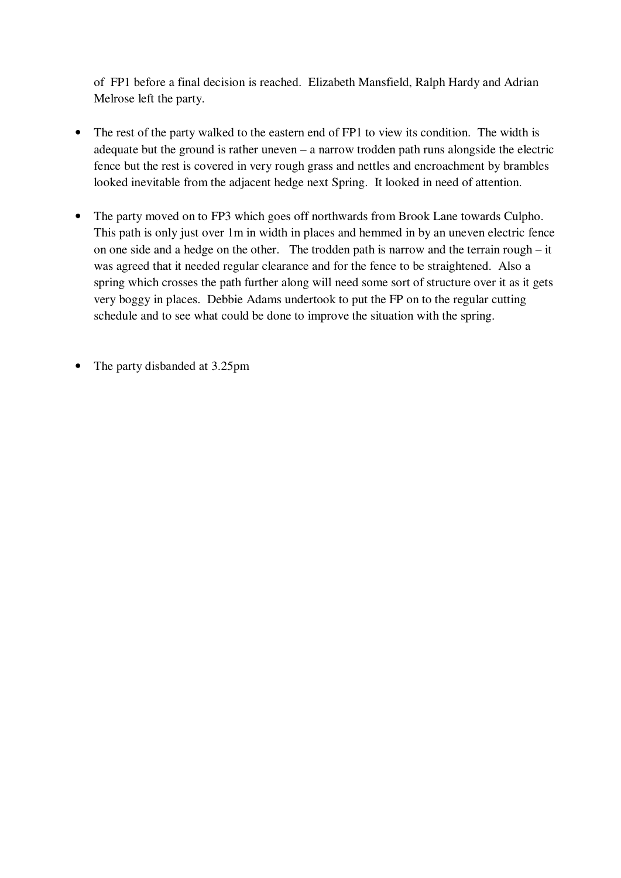of FP1 before a final decision is reached. Elizabeth Mansfield, Ralph Hardy and Adrian Melrose left the party.

- The rest of the party walked to the eastern end of FP1 to view its condition. The width is adequate but the ground is rather uneven – a narrow trodden path runs alongside the electric fence but the rest is covered in very rough grass and nettles and encroachment by brambles looked inevitable from the adjacent hedge next Spring. It looked in need of attention.

- The party moved on to FP3 which goes off northwards from Brook Lane towards Culpho. This path is only just over 1m in width in places and hemmed in by an uneven electric fence on one side and a hedge on the other. The trodden path is narrow and the terrain rough – it was agreed that it needed regular clearance and for the fence to be straightened. Also a spring which crosses the path further along will need some sort of structure over it as it gets very boggy in places. Debbie Adams undertook to put the FP on to the regular cutting schedule and to see what could be done to improve the situation with the spring.

- The party disbanded at 3.25pm